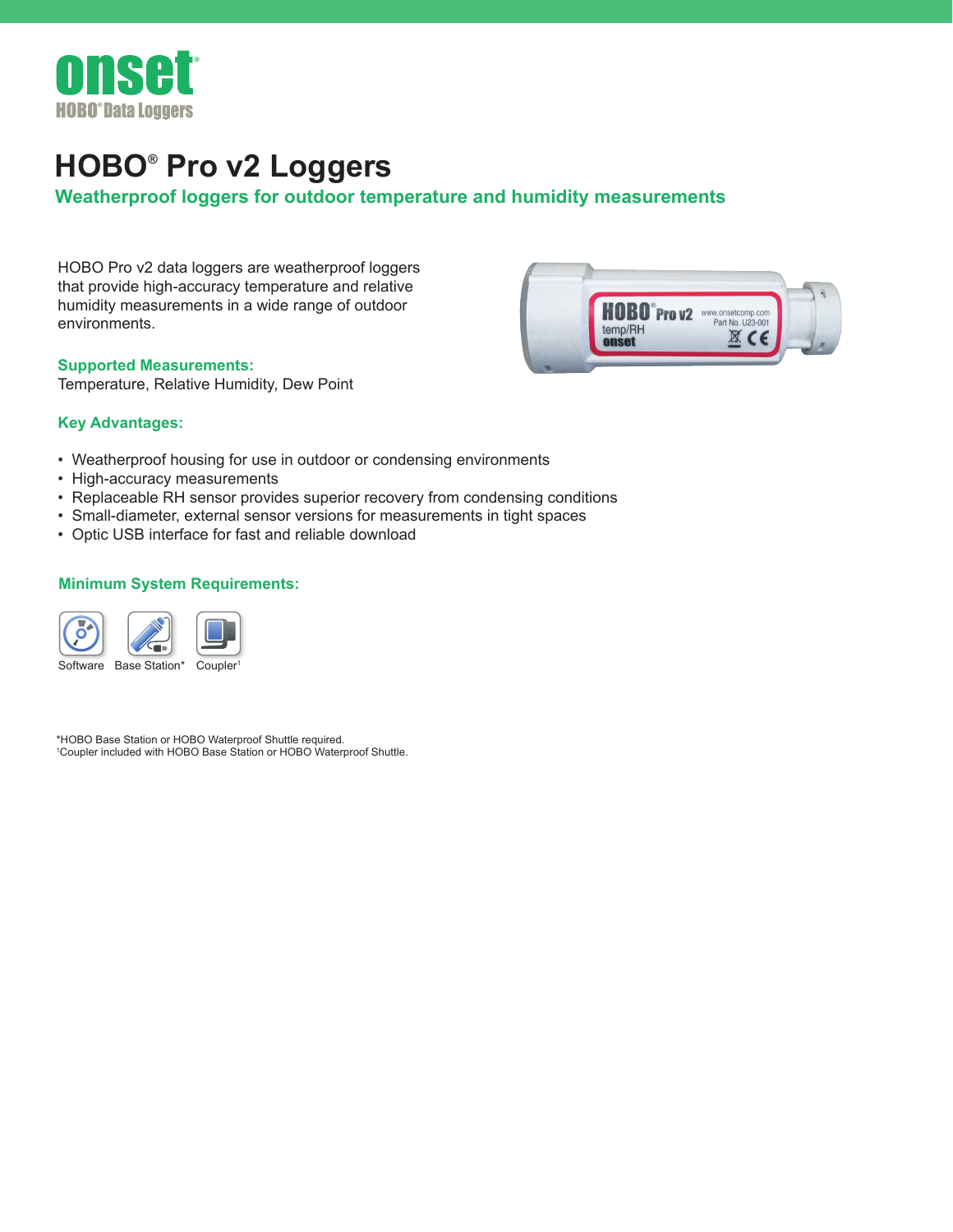# HOBO® Pro v2 Loggers

## Weatherproof loggers for outdoor temperature and humidity measurements

HOBO Pro v2 data loggers are weatherproof loggers that provide high-accuracy temperature and relative humidity measurements in a wide range of outdoor environments.

### Supported Measurements:

Temperature, Relative Humidity, Dew Point

### Key Advantages:

- Weatherproof housing for use in outdoor or condensing environments
- High-accuracy measurements
- Replaceable RH sensor provides superior recovery from condensing conditions
- Small-diameter, external sensor versions for measurements in tight spaces
- Optic USB interface for fast and reliable download

### Minimum System Requirements:

Software | Base Station* | Coupler[1]

*HOBO Base Station or HOBO Waterproof Shuttle required.
[1]Coupler included with HOBO Base Station or HOBO Waterproof Shuttle.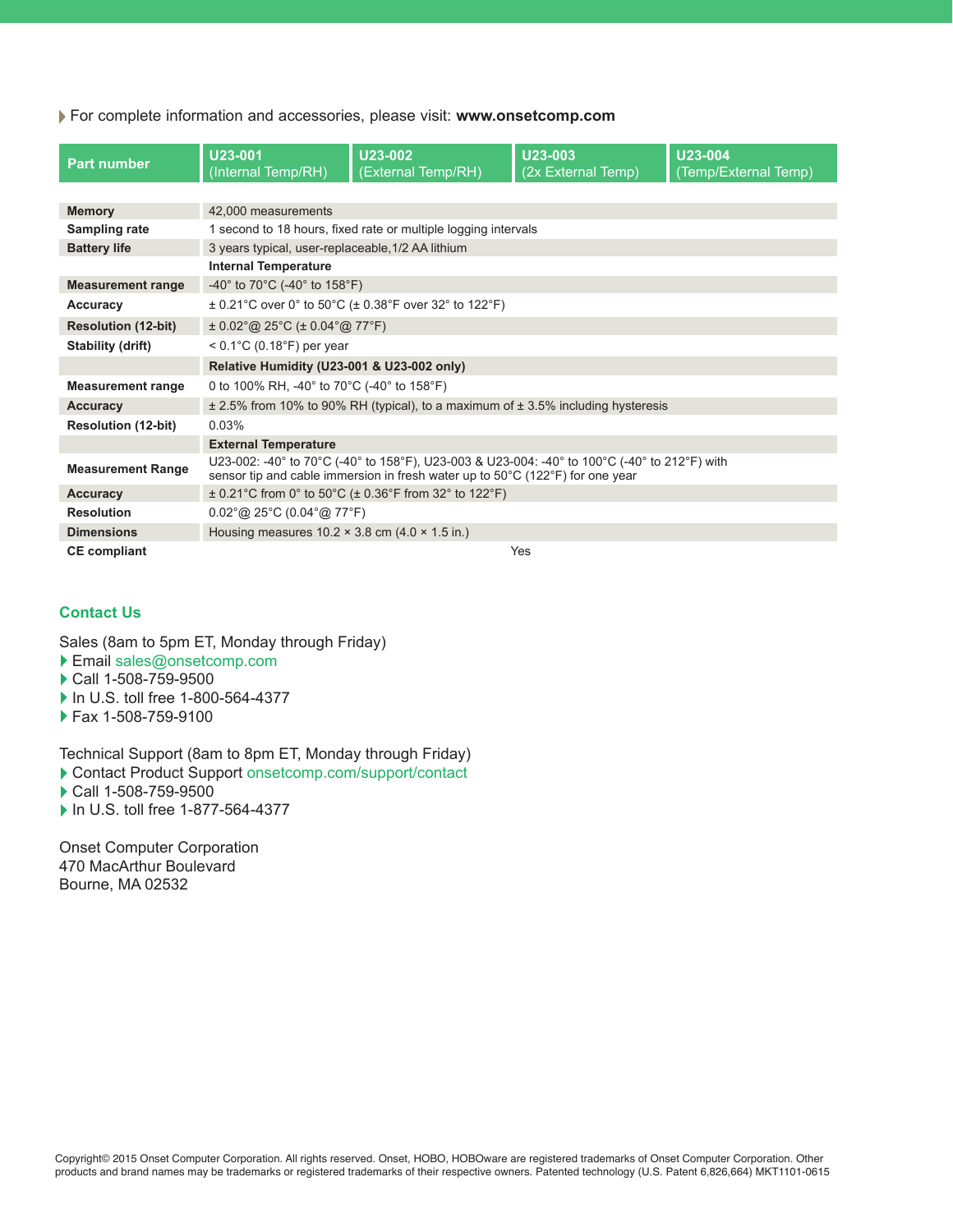▸ For complete information and accessories, please visit: **www.onsetcomp.com**

| Part number | U23-001 (Internal Temp/RH) | U23-002 (External Temp/RH) | U23-003 (2x External Temp) | U23-004 (Temp/External Temp) |
|---|---|---|---|---|
| **Memory** | 42,000 measurements | | | |
| **Sampling rate** | 1 second to 18 hours, fixed rate or multiple logging intervals | | | |
| **Battery life** | 3 years typical, user-replaceable,1/2 AA lithium | | | |
| | **Internal Temperature** | | | |
| **Measurement range** | -40° to 70°C (-40° to 158°F) | | | |
| **Accuracy** | ± 0.21°C over 0° to 50°C (± 0.38°F over 32° to 122°F) | | | |
| **Resolution (12-bit)** | ± 0.02°@ 25°C (± 0.04°@ 77°F) | | | |
| **Stability (drift)** | < 0.1°C (0.18°F) per year | | | |
| | **Relative Humidity (U23-001 & U23-002 only)** | | | |
| **Measurement range** | 0 to 100% RH, -40° to 70°C (-40° to 158°F) | | | |
| **Accuracy** | ± 2.5% from 10% to 90% RH (typical), to a maximum of ± 3.5% including hysteresis | | | |
| **Resolution (12-bit)** | 0.03% | | | |
| | **External Temperature** | | | |
| **Measurement Range** | U23-002: -40° to 70°C (-40° to 158°F), U23-003 & U23-004: -40° to 100°C (-40° to 212°F) with sensor tip and cable immersion in fresh water up to 50°C (122°F) for one year | | | |
| **Accuracy** | ± 0.21°C from 0° to 50°C (± 0.36°F from 32° to 122°F) | | | |
| **Resolution** | 0.02°@ 25°C (0.04°@ 77°F) | | | |
| **Dimensions** | Housing measures 10.2 × 3.8 cm (4.0 × 1.5 in.) | | | |
| **CE compliant** | Yes | | | |

## Contact Us

Sales (8am to 5pm ET, Monday through Friday)

- Email sales@onsetcomp.com
- Call 1-508-759-9500
- In U.S. toll free 1-800-564-4377
- Fax 1-508-759-9100

Technical Support (8am to 8pm ET, Monday through Friday)

- Contact Product Support onsetcomp.com/support/contact
- Call 1-508-759-9500
- In U.S. toll free 1-877-564-4377

Onset Computer Corporation
470 MacArthur Boulevard
Bourne, MA 02532

Copyright© 2015 Onset Computer Corporation. All rights reserved. Onset, HOBO, HOBOware are registered trademarks of Onset Computer Corporation. Other products and brand names may be trademarks or registered trademarks of their respective owners. Patented technology (U.S. Patent 6,826,664) MKT1101-0615